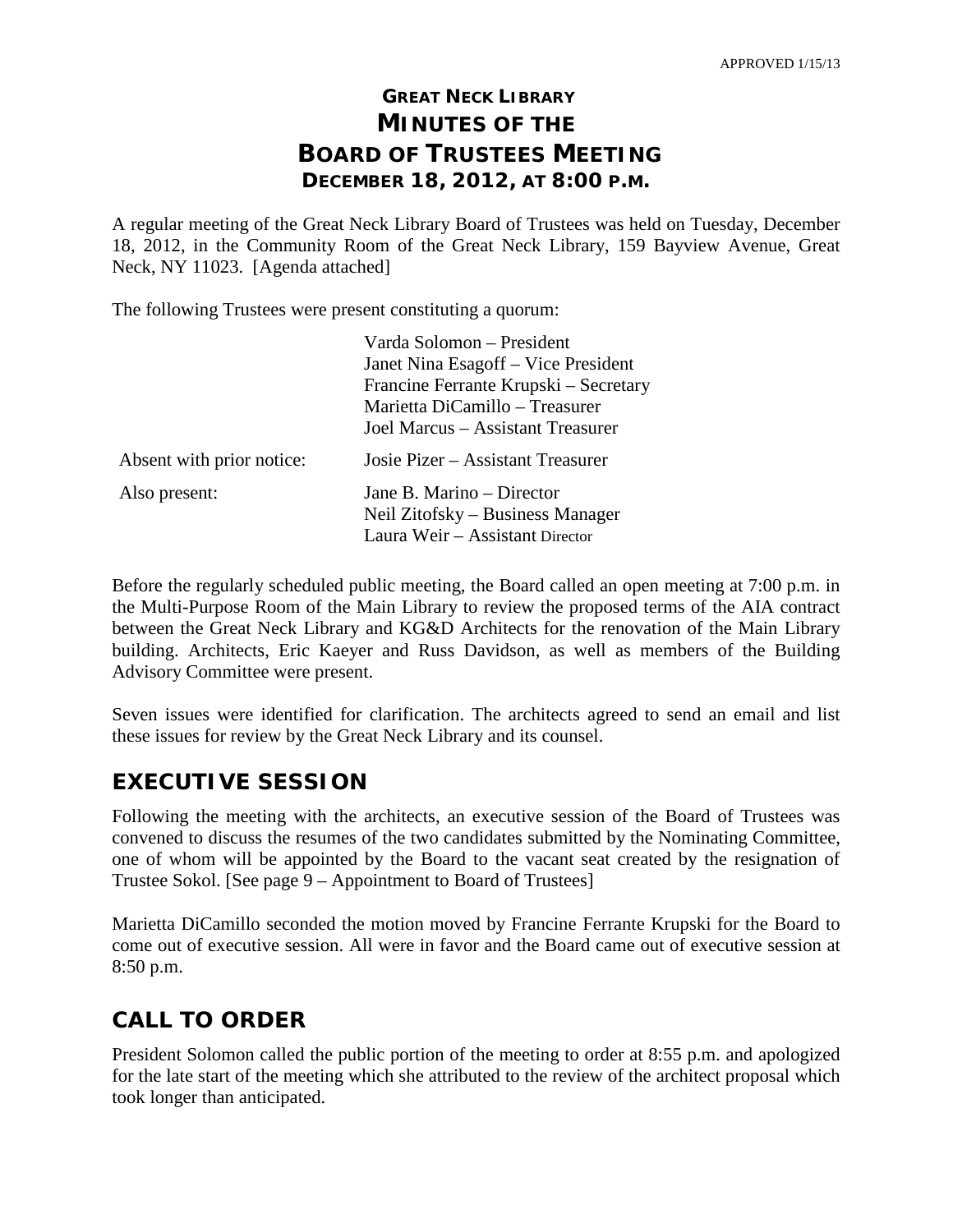APPROVED 1/15/13

# GREAT NECK LIBRARY
# MINUTES OF THE
# BOARD OF TRUSTEES MEETING
## DECEMBER 18, 2012, AT 8:00 P.M.

A regular meeting of the Great Neck Library Board of Trustees was held on Tuesday, December 18, 2012, in the Community Room of the Great Neck Library, 159 Bayview Avenue, Great Neck, NY 11023. [Agenda attached]

The following Trustees were present constituting a quorum:

| | |
|---|---|
| | Varda Solomon – President |
| | Janet Nina Esagoff – Vice President |
| | Francine Ferrante Krupski – Secretary |
| | Marietta DiCamillo – Treasurer |
| | Joel Marcus – Assistant Treasurer |
| Absent with prior notice: | Josie Pizer – Assistant Treasurer |
| Also present: | Jane B. Marino – Director |
| | Neil Zitofsky – Business Manager |
| | Laura Weir – Assistant Director |

Before the regularly scheduled public meeting, the Board called an open meeting at 7:00 p.m. in the Multi-Purpose Room of the Main Library to review the proposed terms of the AIA contract between the Great Neck Library and KG&D Architects for the renovation of the Main Library building. Architects, Eric Kaeyer and Russ Davidson, as well as members of the Building Advisory Committee were present.

Seven issues were identified for clarification. The architects agreed to send an email and list these issues for review by the Great Neck Library and its counsel.

## EXECUTIVE SESSION

Following the meeting with the architects, an executive session of the Board of Trustees was convened to discuss the resumes of the two candidates submitted by the Nominating Committee, one of whom will be appointed by the Board to the vacant seat created by the resignation of Trustee Sokol. [See page 9 – Appointment to Board of Trustees]

Marietta DiCamillo seconded the motion moved by Francine Ferrante Krupski for the Board to come out of executive session. All were in favor and the Board came out of executive session at 8:50 p.m.

## CALL TO ORDER

President Solomon called the public portion of the meeting to order at 8:55 p.m. and apologized for the late start of the meeting which she attributed to the review of the architect proposal which took longer than anticipated.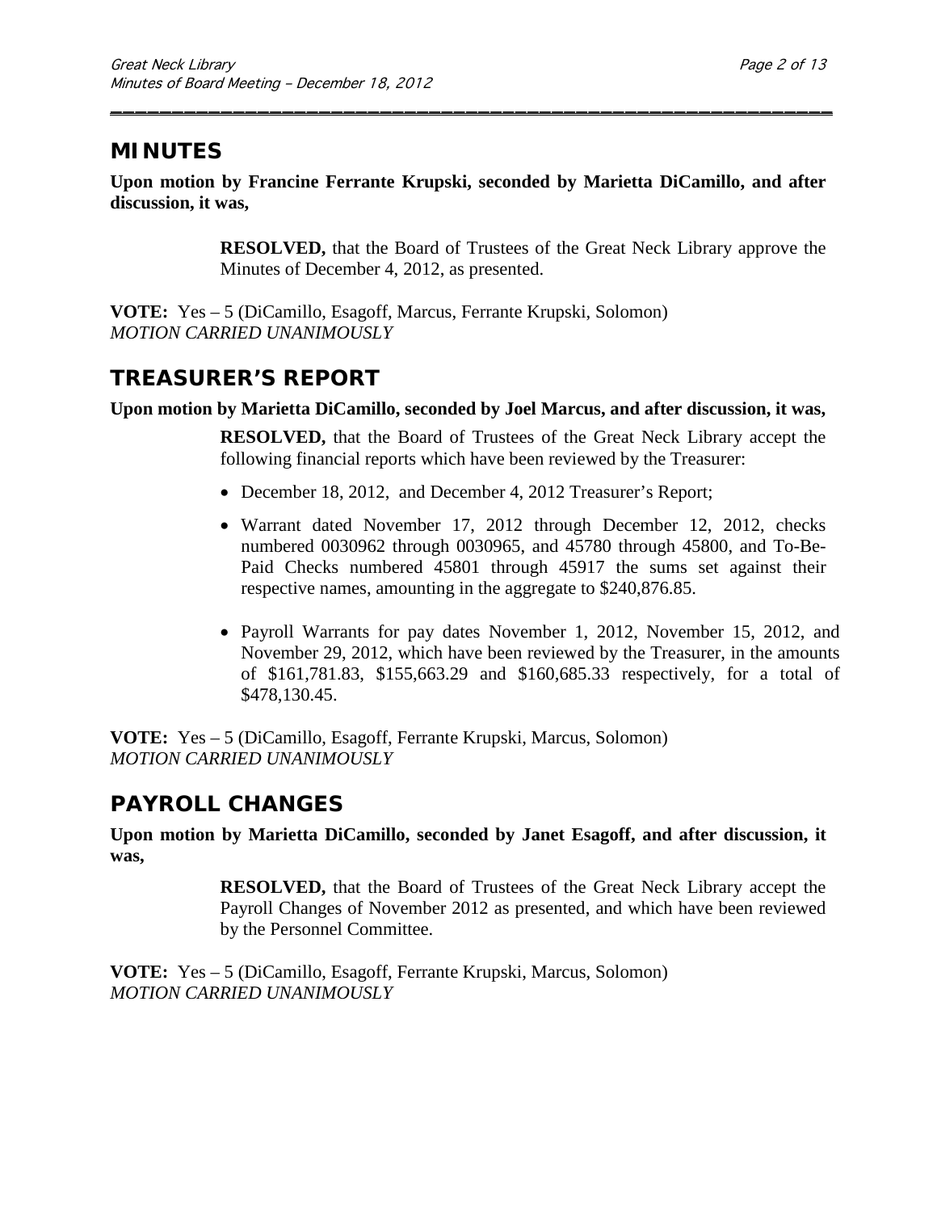## MINUTES

**Upon motion by Francine Ferrante Krupski, seconded by Marietta DiCamillo, and after discussion, it was,**

> **RESOLVED,** that the Board of Trustees of the Great Neck Library approve the Minutes of December 4, 2012, as presented.

**VOTE:** Yes – 5 (DiCamillo, Esagoff, Marcus, Ferrante Krupski, Solomon)
*MOTION CARRIED UNANIMOUSLY*

## TREASURER'S REPORT

**Upon motion by Marietta DiCamillo, seconded by Joel Marcus, and after discussion, it was,**

> **RESOLVED,** that the Board of Trustees of the Great Neck Library accept the following financial reports which have been reviewed by the Treasurer:
>
> - December 18, 2012, and December 4, 2012 Treasurer's Report;
> - Warrant dated November 17, 2012 through December 12, 2012, checks numbered 0030962 through 0030965, and 45780 through 45800, and To-Be-Paid Checks numbered 45801 through 45917 the sums set against their respective names, amounting in the aggregate to $240,876.85.
> - Payroll Warrants for pay dates November 1, 2012, November 15, 2012, and November 29, 2012, which have been reviewed by the Treasurer, in the amounts of $161,781.83, $155,663.29 and $160,685.33 respectively, for a total of $478,130.45.

**VOTE:** Yes – 5 (DiCamillo, Esagoff, Ferrante Krupski, Marcus, Solomon)
*MOTION CARRIED UNANIMOUSLY*

## PAYROLL CHANGES

**Upon motion by Marietta DiCamillo, seconded by Janet Esagoff, and after discussion, it was,**

> **RESOLVED,** that the Board of Trustees of the Great Neck Library accept the Payroll Changes of November 2012 as presented, and which have been reviewed by the Personnel Committee.

**VOTE:** Yes – 5 (DiCamillo, Esagoff, Ferrante Krupski, Marcus, Solomon)
*MOTION CARRIED UNANIMOUSLY*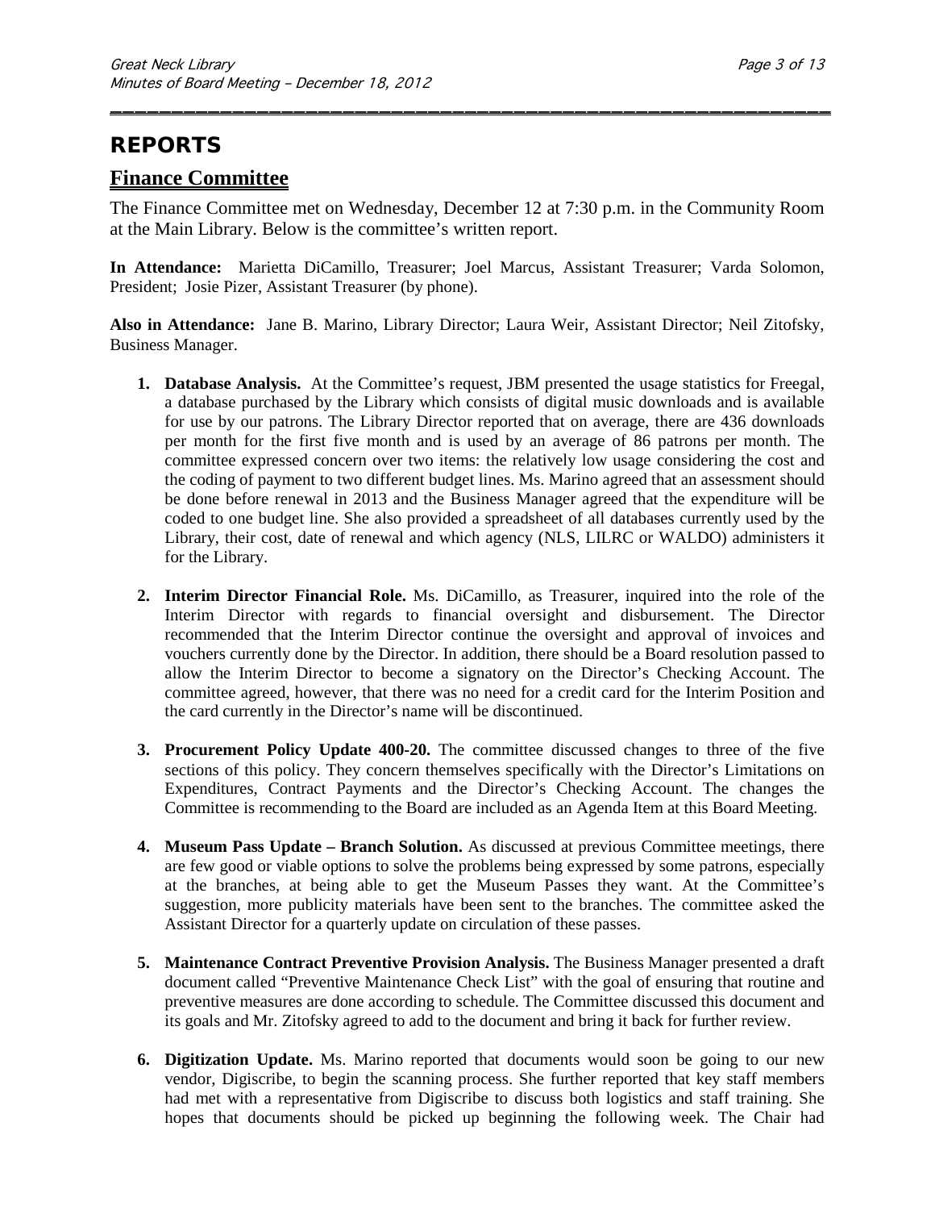# REPORTS

## Finance Committee

The Finance Committee met on Wednesday, December 12 at 7:30 p.m. in the Community Room at the Main Library. Below is the committee's written report.

**In Attendance:** Marietta DiCamillo, Treasurer; Joel Marcus, Assistant Treasurer; Varda Solomon, President; Josie Pizer, Assistant Treasurer (by phone).

**Also in Attendance:** Jane B. Marino, Library Director; Laura Weir, Assistant Director; Neil Zitofsky, Business Manager.

1. **Database Analysis.** At the Committee's request, JBM presented the usage statistics for Freegal, a database purchased by the Library which consists of digital music downloads and is available for use by our patrons. The Library Director reported that on average, there are 436 downloads per month for the first five month and is used by an average of 86 patrons per month. The committee expressed concern over two items: the relatively low usage considering the cost and the coding of payment to two different budget lines. Ms. Marino agreed that an assessment should be done before renewal in 2013 and the Business Manager agreed that the expenditure will be coded to one budget line. She also provided a spreadsheet of all databases currently used by the Library, their cost, date of renewal and which agency (NLS, LILRC or WALDO) administers it for the Library.

2. **Interim Director Financial Role.** Ms. DiCamillo, as Treasurer, inquired into the role of the Interim Director with regards to financial oversight and disbursement. The Director recommended that the Interim Director continue the oversight and approval of invoices and vouchers currently done by the Director. In addition, there should be a Board resolution passed to allow the Interim Director to become a signatory on the Director's Checking Account. The committee agreed, however, that there was no need for a credit card for the Interim Position and the card currently in the Director's name will be discontinued.

3. **Procurement Policy Update 400-20.** The committee discussed changes to three of the five sections of this policy. They concern themselves specifically with the Director's Limitations on Expenditures, Contract Payments and the Director's Checking Account. The changes the Committee is recommending to the Board are included as an Agenda Item at this Board Meeting.

4. **Museum Pass Update – Branch Solution.** As discussed at previous Committee meetings, there are few good or viable options to solve the problems being expressed by some patrons, especially at the branches, at being able to get the Museum Passes they want. At the Committee's suggestion, more publicity materials have been sent to the branches. The committee asked the Assistant Director for a quarterly update on circulation of these passes.

5. **Maintenance Contract Preventive Provision Analysis.** The Business Manager presented a draft document called "Preventive Maintenance Check List" with the goal of ensuring that routine and preventive measures are done according to schedule. The Committee discussed this document and its goals and Mr. Zitofsky agreed to add to the document and bring it back for further review.

6. **Digitization Update.** Ms. Marino reported that documents would soon be going to our new vendor, Digiscribe, to begin the scanning process. She further reported that key staff members had met with a representative from Digiscribe to discuss both logistics and staff training. She hopes that documents should be picked up beginning the following week. The Chair had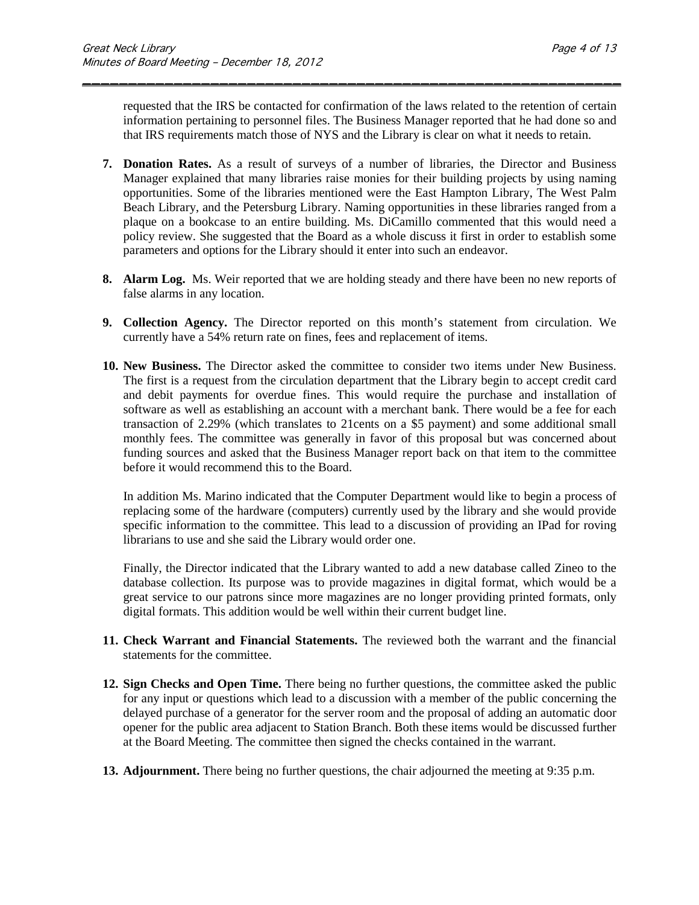requested that the IRS be contacted for confirmation of the laws related to the retention of certain information pertaining to personnel files. The Business Manager reported that he had done so and that IRS requirements match those of NYS and the Library is clear on what it needs to retain.

7. **Donation Rates.** As a result of surveys of a number of libraries, the Director and Business Manager explained that many libraries raise monies for their building projects by using naming opportunities. Some of the libraries mentioned were the East Hampton Library, The West Palm Beach Library, and the Petersburg Library. Naming opportunities in these libraries ranged from a plaque on a bookcase to an entire building. Ms. DiCamillo commented that this would need a policy review. She suggested that the Board as a whole discuss it first in order to establish some parameters and options for the Library should it enter into such an endeavor.

8. **Alarm Log.** Ms. Weir reported that we are holding steady and there have been no new reports of false alarms in any location.

9. **Collection Agency.** The Director reported on this month's statement from circulation. We currently have a 54% return rate on fines, fees and replacement of items.

10. **New Business.** The Director asked the committee to consider two items under New Business. The first is a request from the circulation department that the Library begin to accept credit card and debit payments for overdue fines. This would require the purchase and installation of software as well as establishing an account with a merchant bank. There would be a fee for each transaction of 2.29% (which translates to 21cents on a $5 payment) and some additional small monthly fees. The committee was generally in favor of this proposal but was concerned about funding sources and asked that the Business Manager report back on that item to the committee before it would recommend this to the Board.

    In addition Ms. Marino indicated that the Computer Department would like to begin a process of replacing some of the hardware (computers) currently used by the library and she would provide specific information to the committee. This lead to a discussion of providing an IPad for roving librarians to use and she said the Library would order one.

    Finally, the Director indicated that the Library wanted to add a new database called Zineo to the database collection. Its purpose was to provide magazines in digital format, which would be a great service to our patrons since more magazines are no longer providing printed formats, only digital formats. This addition would be well within their current budget line.

11. **Check Warrant and Financial Statements.** The reviewed both the warrant and the financial statements for the committee.

12. **Sign Checks and Open Time.** There being no further questions, the committee asked the public for any input or questions which lead to a discussion with a member of the public concerning the delayed purchase of a generator for the server room and the proposal of adding an automatic door opener for the public area adjacent to Station Branch. Both these items would be discussed further at the Board Meeting. The committee then signed the checks contained in the warrant.

13. **Adjournment.** There being no further questions, the chair adjourned the meeting at 9:35 p.m.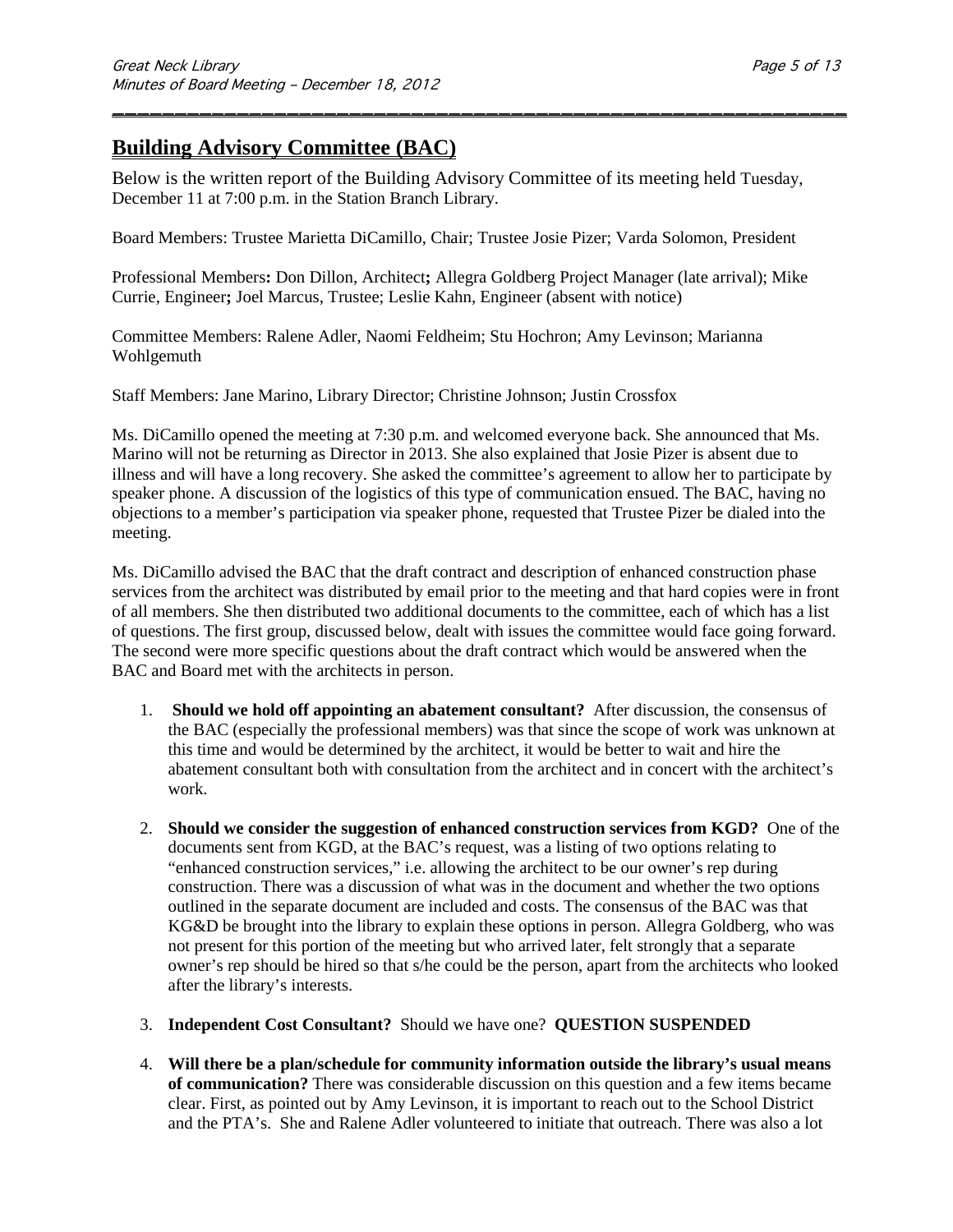## Building Advisory Committee (BAC)

Below is the written report of the Building Advisory Committee of its meeting held Tuesday, December 11 at 7:00 p.m. in the Station Branch Library.

Board Members: Trustee Marietta DiCamillo, Chair; Trustee Josie Pizer; Varda Solomon, President

Professional Members**:** Don Dillon, Architect**;** Allegra Goldberg Project Manager (late arrival); Mike Currie, Engineer**;** Joel Marcus, Trustee; Leslie Kahn, Engineer (absent with notice)

Committee Members: Ralene Adler, Naomi Feldheim; Stu Hochron; Amy Levinson; Marianna Wohlgemuth

Staff Members: Jane Marino, Library Director; Christine Johnson; Justin Crossfox

Ms. DiCamillo opened the meeting at 7:30 p.m. and welcomed everyone back. She announced that Ms. Marino will not be returning as Director in 2013. She also explained that Josie Pizer is absent due to illness and will have a long recovery. She asked the committee's agreement to allow her to participate by speaker phone. A discussion of the logistics of this type of communication ensued. The BAC, having no objections to a member's participation via speaker phone, requested that Trustee Pizer be dialed into the meeting.

Ms. DiCamillo advised the BAC that the draft contract and description of enhanced construction phase services from the architect was distributed by email prior to the meeting and that hard copies were in front of all members. She then distributed two additional documents to the committee, each of which has a list of questions. The first group, discussed below, dealt with issues the committee would face going forward. The second were more specific questions about the draft contract which would be answered when the BAC and Board met with the architects in person.

1. **Should we hold off appointing an abatement consultant?** After discussion, the consensus of the BAC (especially the professional members) was that since the scope of work was unknown at this time and would be determined by the architect, it would be better to wait and hire the abatement consultant both with consultation from the architect and in concert with the architect's work.

2. **Should we consider the suggestion of enhanced construction services from KGD?** One of the documents sent from KGD, at the BAC's request, was a listing of two options relating to "enhanced construction services," i.e. allowing the architect to be our owner's rep during construction. There was a discussion of what was in the document and whether the two options outlined in the separate document are included and costs. The consensus of the BAC was that KG&D be brought into the library to explain these options in person. Allegra Goldberg, who was not present for this portion of the meeting but who arrived later, felt strongly that a separate owner's rep should be hired so that s/he could be the person, apart from the architects who looked after the library's interests.

3. **Independent Cost Consultant?** Should we have one? **QUESTION SUSPENDED**

4. **Will there be a plan/schedule for community information outside the library's usual means of communication?** There was considerable discussion on this question and a few items became clear. First, as pointed out by Amy Levinson, it is important to reach out to the School District and the PTA's. She and Ralene Adler volunteered to initiate that outreach. There was also a lot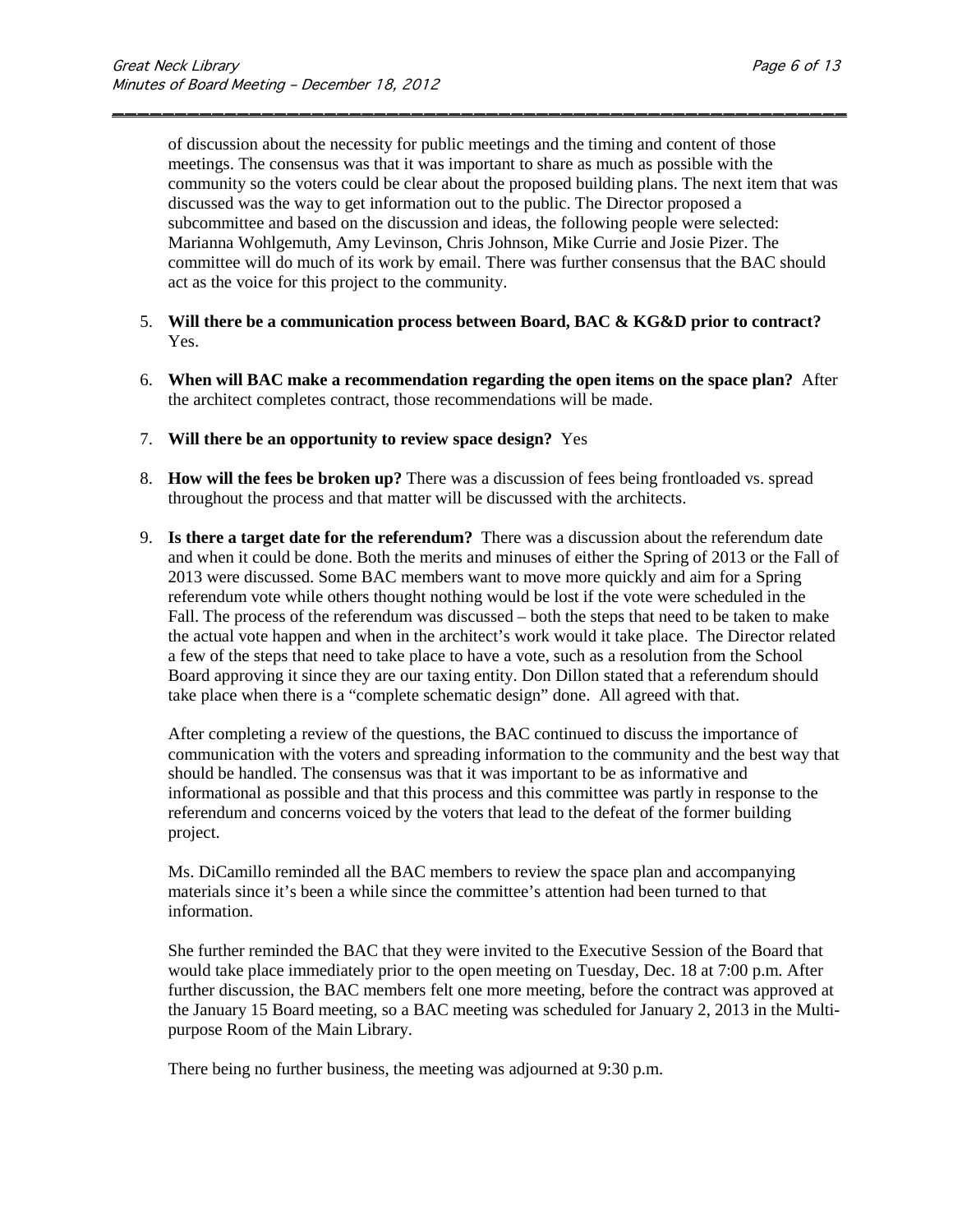of discussion about the necessity for public meetings and the timing and content of those meetings. The consensus was that it was important to share as much as possible with the community so the voters could be clear about the proposed building plans. The next item that was discussed was the way to get information out to the public. The Director proposed a subcommittee and based on the discussion and ideas, the following people were selected: Marianna Wohlgemuth, Amy Levinson, Chris Johnson, Mike Currie and Josie Pizer. The committee will do much of its work by email. There was further consensus that the BAC should act as the voice for this project to the community.

5. **Will there be a communication process between Board, BAC & KG&D prior to contract?** Yes.

6. **When will BAC make a recommendation regarding the open items on the space plan?** After the architect completes contract, those recommendations will be made.

7. **Will there be an opportunity to review space design?** Yes

8. **How will the fees be broken up?** There was a discussion of fees being frontloaded vs. spread throughout the process and that matter will be discussed with the architects.

9. **Is there a target date for the referendum?** There was a discussion about the referendum date and when it could be done. Both the merits and minuses of either the Spring of 2013 or the Fall of 2013 were discussed. Some BAC members want to move more quickly and aim for a Spring referendum vote while others thought nothing would be lost if the vote were scheduled in the Fall. The process of the referendum was discussed – both the steps that need to be taken to make the actual vote happen and when in the architect's work would it take place. The Director related a few of the steps that need to take place to have a vote, such as a resolution from the School Board approving it since they are our taxing entity. Don Dillon stated that a referendum should take place when there is a "complete schematic design" done. All agreed with that.

   After completing a review of the questions, the BAC continued to discuss the importance of communication with the voters and spreading information to the community and the best way that should be handled. The consensus was that it was important to be as informative and informational as possible and that this process and this committee was partly in response to the referendum and concerns voiced by the voters that lead to the defeat of the former building project.

   Ms. DiCamillo reminded all the BAC members to review the space plan and accompanying materials since it's been a while since the committee's attention had been turned to that information.

   She further reminded the BAC that they were invited to the Executive Session of the Board that would take place immediately prior to the open meeting on Tuesday, Dec. 18 at 7:00 p.m. After further discussion, the BAC members felt one more meeting, before the contract was approved at the January 15 Board meeting, so a BAC meeting was scheduled for January 2, 2013 in the Multi-purpose Room of the Main Library.

   There being no further business, the meeting was adjourned at 9:30 p.m.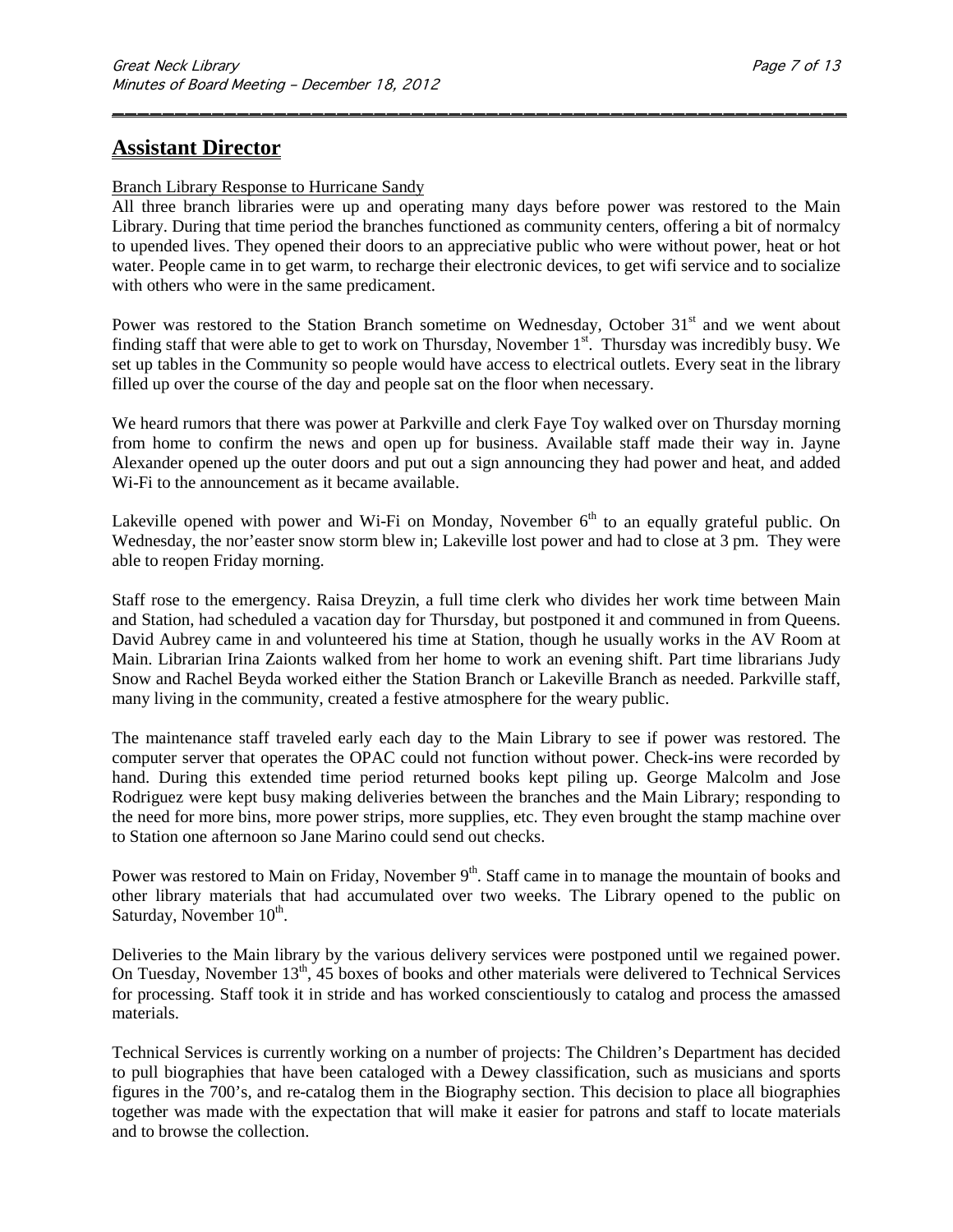## Assistant Director

Branch Library Response to Hurricane Sandy

All three branch libraries were up and operating many days before power was restored to the Main Library. During that time period the branches functioned as community centers, offering a bit of normalcy to upended lives. They opened their doors to an appreciative public who were without power, heat or hot water. People came in to get warm, to recharge their electronic devices, to get wifi service and to socialize with others who were in the same predicament.

Power was restored to the Station Branch sometime on Wednesday, October 31st and we went about finding staff that were able to get to work on Thursday, November 1st. Thursday was incredibly busy. We set up tables in the Community so people would have access to electrical outlets. Every seat in the library filled up over the course of the day and people sat on the floor when necessary.

We heard rumors that there was power at Parkville and clerk Faye Toy walked over on Thursday morning from home to confirm the news and open up for business. Available staff made their way in. Jayne Alexander opened up the outer doors and put out a sign announcing they had power and heat, and added Wi-Fi to the announcement as it became available.

Lakeville opened with power and Wi-Fi on Monday, November 6th to an equally grateful public. On Wednesday, the nor'easter snow storm blew in; Lakeville lost power and had to close at 3 pm. They were able to reopen Friday morning.

Staff rose to the emergency. Raisa Dreyzin, a full time clerk who divides her work time between Main and Station, had scheduled a vacation day for Thursday, but postponed it and communed in from Queens. David Aubrey came in and volunteered his time at Station, though he usually works in the AV Room at Main. Librarian Irina Zaionts walked from her home to work an evening shift. Part time librarians Judy Snow and Rachel Beyda worked either the Station Branch or Lakeville Branch as needed. Parkville staff, many living in the community, created a festive atmosphere for the weary public.

The maintenance staff traveled early each day to the Main Library to see if power was restored. The computer server that operates the OPAC could not function without power. Check-ins were recorded by hand. During this extended time period returned books kept piling up. George Malcolm and Jose Rodriguez were kept busy making deliveries between the branches and the Main Library; responding to the need for more bins, more power strips, more supplies, etc. They even brought the stamp machine over to Station one afternoon so Jane Marino could send out checks.

Power was restored to Main on Friday, November 9th. Staff came in to manage the mountain of books and other library materials that had accumulated over two weeks. The Library opened to the public on Saturday, November 10th.

Deliveries to the Main library by the various delivery services were postponed until we regained power. On Tuesday, November 13th, 45 boxes of books and other materials were delivered to Technical Services for processing. Staff took it in stride and has worked conscientiously to catalog and process the amassed materials.

Technical Services is currently working on a number of projects: The Children's Department has decided to pull biographies that have been cataloged with a Dewey classification, such as musicians and sports figures in the 700's, and re-catalog them in the Biography section. This decision to place all biographies together was made with the expectation that will make it easier for patrons and staff to locate materials and to browse the collection.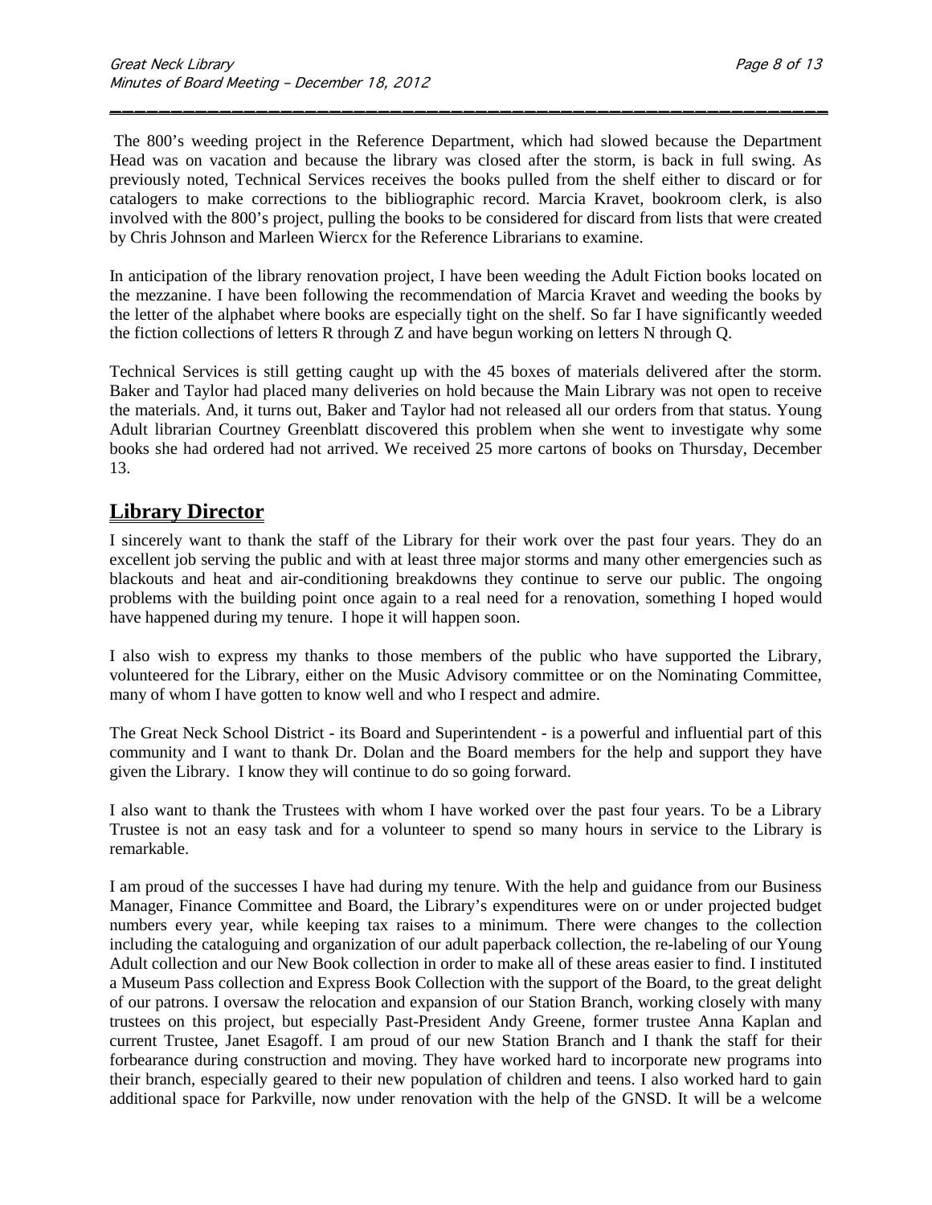The 800's weeding project in the Reference Department, which had slowed because the Department Head was on vacation and because the library was closed after the storm, is back in full swing. As previously noted, Technical Services receives the books pulled from the shelf either to discard or for catalogers to make corrections to the bibliographic record. Marcia Kravet, bookroom clerk, is also involved with the 800's project, pulling the books to be considered for discard from lists that were created by Chris Johnson and Marleen Wiercx for the Reference Librarians to examine.

In anticipation of the library renovation project, I have been weeding the Adult Fiction books located on the mezzanine. I have been following the recommendation of Marcia Kravet and weeding the books by the letter of the alphabet where books are especially tight on the shelf. So far I have significantly weeded the fiction collections of letters R through Z and have begun working on letters N through Q.

Technical Services is still getting caught up with the 45 boxes of materials delivered after the storm. Baker and Taylor had placed many deliveries on hold because the Main Library was not open to receive the materials. And, it turns out, Baker and Taylor had not released all our orders from that status. Young Adult librarian Courtney Greenblatt discovered this problem when she went to investigate why some books she had ordered had not arrived. We received 25 more cartons of books on Thursday, December 13.

## Library Director

I sincerely want to thank the staff of the Library for their work over the past four years. They do an excellent job serving the public and with at least three major storms and many other emergencies such as blackouts and heat and air-conditioning breakdowns they continue to serve our public. The ongoing problems with the building point once again to a real need for a renovation, something I hoped would have happened during my tenure. I hope it will happen soon.

I also wish to express my thanks to those members of the public who have supported the Library, volunteered for the Library, either on the Music Advisory committee or on the Nominating Committee, many of whom I have gotten to know well and who I respect and admire.

The Great Neck School District - its Board and Superintendent - is a powerful and influential part of this community and I want to thank Dr. Dolan and the Board members for the help and support they have given the Library. I know they will continue to do so going forward.

I also want to thank the Trustees with whom I have worked over the past four years. To be a Library Trustee is not an easy task and for a volunteer to spend so many hours in service to the Library is remarkable.

I am proud of the successes I have had during my tenure. With the help and guidance from our Business Manager, Finance Committee and Board, the Library's expenditures were on or under projected budget numbers every year, while keeping tax raises to a minimum. There were changes to the collection including the cataloguing and organization of our adult paperback collection, the re-labeling of our Young Adult collection and our New Book collection in order to make all of these areas easier to find. I instituted a Museum Pass collection and Express Book Collection with the support of the Board, to the great delight of our patrons. I oversaw the relocation and expansion of our Station Branch, working closely with many trustees on this project, but especially Past-President Andy Greene, former trustee Anna Kaplan and current Trustee, Janet Esagoff. I am proud of our new Station Branch and I thank the staff for their forbearance during construction and moving. They have worked hard to incorporate new programs into their branch, especially geared to their new population of children and teens. I also worked hard to gain additional space for Parkville, now under renovation with the help of the GNSD. It will be a welcome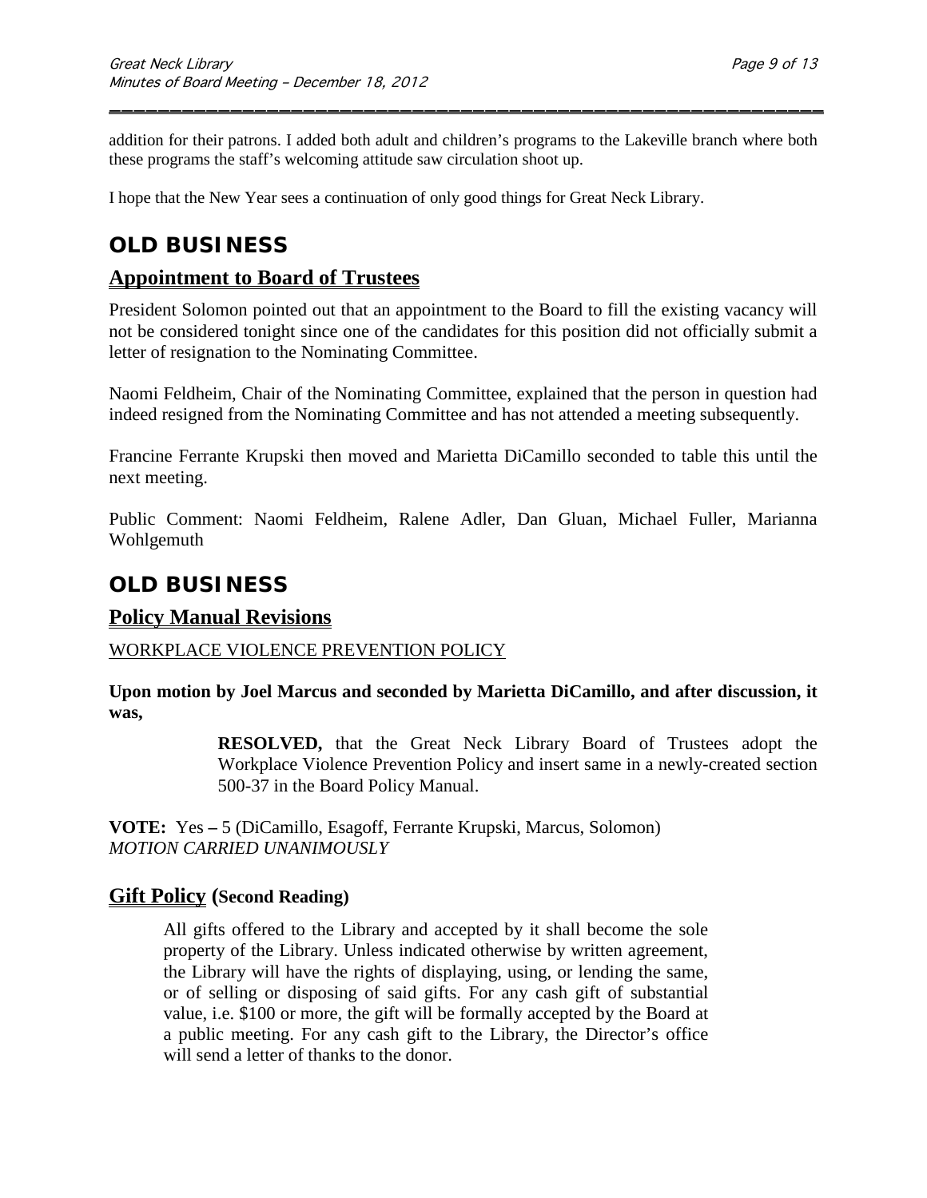addition for their patrons. I added both adult and children's programs to the Lakeville branch where both these programs the staff's welcoming attitude saw circulation shoot up.

I hope that the New Year sees a continuation of only good things for Great Neck Library.

# OLD BUSINESS

## Appointment to Board of Trustees

President Solomon pointed out that an appointment to the Board to fill the existing vacancy will not be considered tonight since one of the candidates for this position did not officially submit a letter of resignation to the Nominating Committee.

Naomi Feldheim, Chair of the Nominating Committee, explained that the person in question had indeed resigned from the Nominating Committee and has not attended a meeting subsequently.

Francine Ferrante Krupski then moved and Marietta DiCamillo seconded to table this until the next meeting.

Public Comment: Naomi Feldheim, Ralene Adler, Dan Gluan, Michael Fuller, Marianna Wohlgemuth

# OLD BUSINESS

## Policy Manual Revisions

WORKPLACE VIOLENCE PREVENTION POLICY

**Upon motion by Joel Marcus and seconded by Marietta DiCamillo, and after discussion, it was,**

> **RESOLVED,** that the Great Neck Library Board of Trustees adopt the Workplace Violence Prevention Policy and insert same in a newly-created section 500-37 in the Board Policy Manual.

**VOTE:** Yes – 5 (DiCamillo, Esagoff, Ferrante Krupski, Marcus, Solomon)
*MOTION CARRIED UNANIMOUSLY*

## Gift Policy (Second Reading)

> All gifts offered to the Library and accepted by it shall become the sole property of the Library. Unless indicated otherwise by written agreement, the Library will have the rights of displaying, using, or lending the same, or of selling or disposing of said gifts. For any cash gift of substantial value, i.e. $100 or more, the gift will be formally accepted by the Board at a public meeting. For any cash gift to the Library, the Director's office will send a letter of thanks to the donor.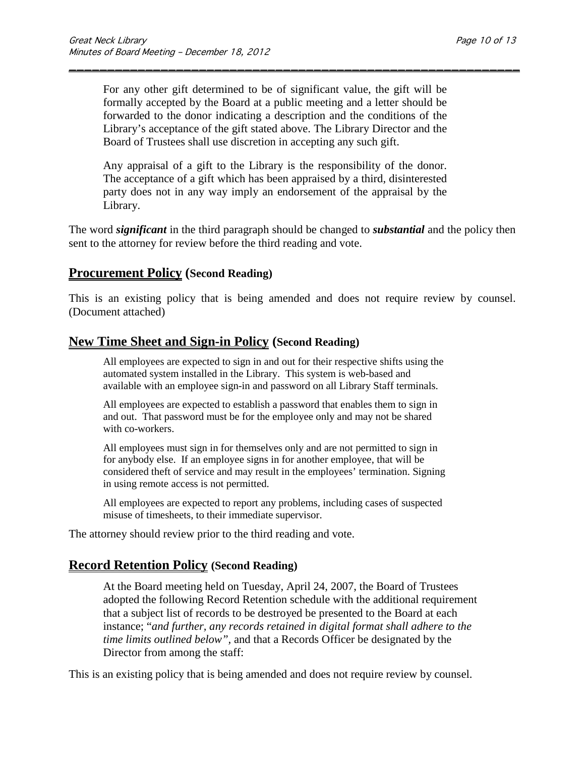> For any other gift determined to be of significant value, the gift will be formally accepted by the Board at a public meeting and a letter should be forwarded to the donor indicating a description and the conditions of the Library's acceptance of the gift stated above. The Library Director and the Board of Trustees shall use discretion in accepting any such gift.
>
> Any appraisal of a gift to the Library is the responsibility of the donor. The acceptance of a gift which has been appraised by a third, disinterested party does not in any way imply an endorsement of the appraisal by the Library.

The word ***significant*** in the third paragraph should be changed to ***substantial*** and the policy then sent to the attorney for review before the third reading and vote.

## **Procurement Policy** (Second Reading)

This is an existing policy that is being amended and does not require review by counsel. (Document attached)

## **New Time Sheet and Sign-in Policy** (Second Reading)

> All employees are expected to sign in and out for their respective shifts using the automated system installed in the Library. This system is web-based and available with an employee sign-in and password on all Library Staff terminals.
>
> All employees are expected to establish a password that enables them to sign in and out. That password must be for the employee only and may not be shared with co-workers.
>
> All employees must sign in for themselves only and are not permitted to sign in for anybody else. If an employee signs in for another employee, that will be considered theft of service and may result in the employees' termination. Signing in using remote access is not permitted.
>
> All employees are expected to report any problems, including cases of suspected misuse of timesheets, to their immediate supervisor.

The attorney should review prior to the third reading and vote.

## **Record Retention Policy** (Second Reading)

> At the Board meeting held on Tuesday, April 24, 2007, the Board of Trustees adopted the following Record Retention schedule with the additional requirement that a subject list of records to be destroyed be presented to the Board at each instance; "*and further, any records retained in digital format shall adhere to the time limits outlined below",* and that a Records Officer be designated by the Director from among the staff:

This is an existing policy that is being amended and does not require review by counsel.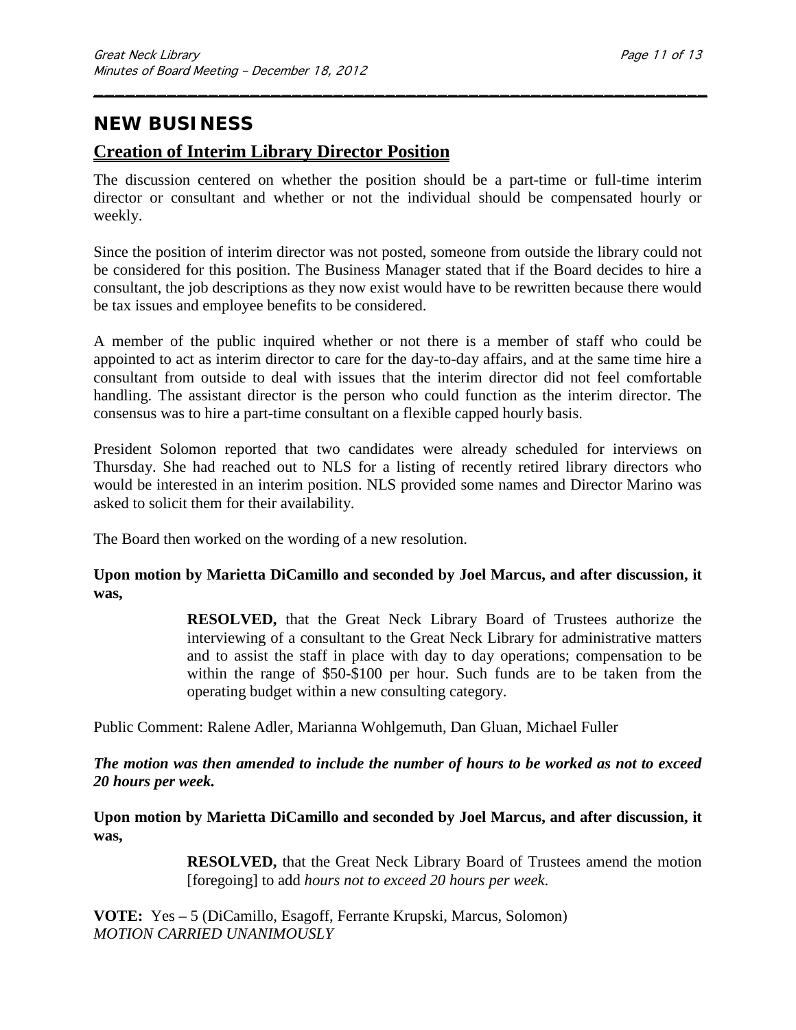# NEW BUSINESS

## Creation of Interim Library Director Position

The discussion centered on whether the position should be a part-time or full-time interim director or consultant and whether or not the individual should be compensated hourly or weekly.

Since the position of interim director was not posted, someone from outside the library could not be considered for this position. The Business Manager stated that if the Board decides to hire a consultant, the job descriptions as they now exist would have to be rewritten because there would be tax issues and employee benefits to be considered.

A member of the public inquired whether or not there is a member of staff who could be appointed to act as interim director to care for the day-to-day affairs, and at the same time hire a consultant from outside to deal with issues that the interim director did not feel comfortable handling. The assistant director is the person who could function as the interim director. The consensus was to hire a part-time consultant on a flexible capped hourly basis.

President Solomon reported that two candidates were already scheduled for interviews on Thursday. She had reached out to NLS for a listing of recently retired library directors who would be interested in an interim position. NLS provided some names and Director Marino was asked to solicit them for their availability.

The Board then worked on the wording of a new resolution.

**Upon motion by Marietta DiCamillo and seconded by Joel Marcus, and after discussion, it was,**

> **RESOLVED,** that the Great Neck Library Board of Trustees authorize the interviewing of a consultant to the Great Neck Library for administrative matters and to assist the staff in place with day to day operations; compensation to be within the range of $50-$100 per hour. Such funds are to be taken from the operating budget within a new consulting category.

Public Comment: Ralene Adler, Marianna Wohlgemuth, Dan Gluan, Michael Fuller

***The motion was then amended to include the number of hours to be worked as not to exceed 20 hours per week.***

**Upon motion by Marietta DiCamillo and seconded by Joel Marcus, and after discussion, it was,**

> **RESOLVED,** that the Great Neck Library Board of Trustees amend the motion [foregoing] to add *hours not to exceed 20 hours per week*.

**VOTE:** Yes **–** 5 (DiCamillo, Esagoff, Ferrante Krupski, Marcus, Solomon)
*MOTION CARRIED UNANIMOUSLY*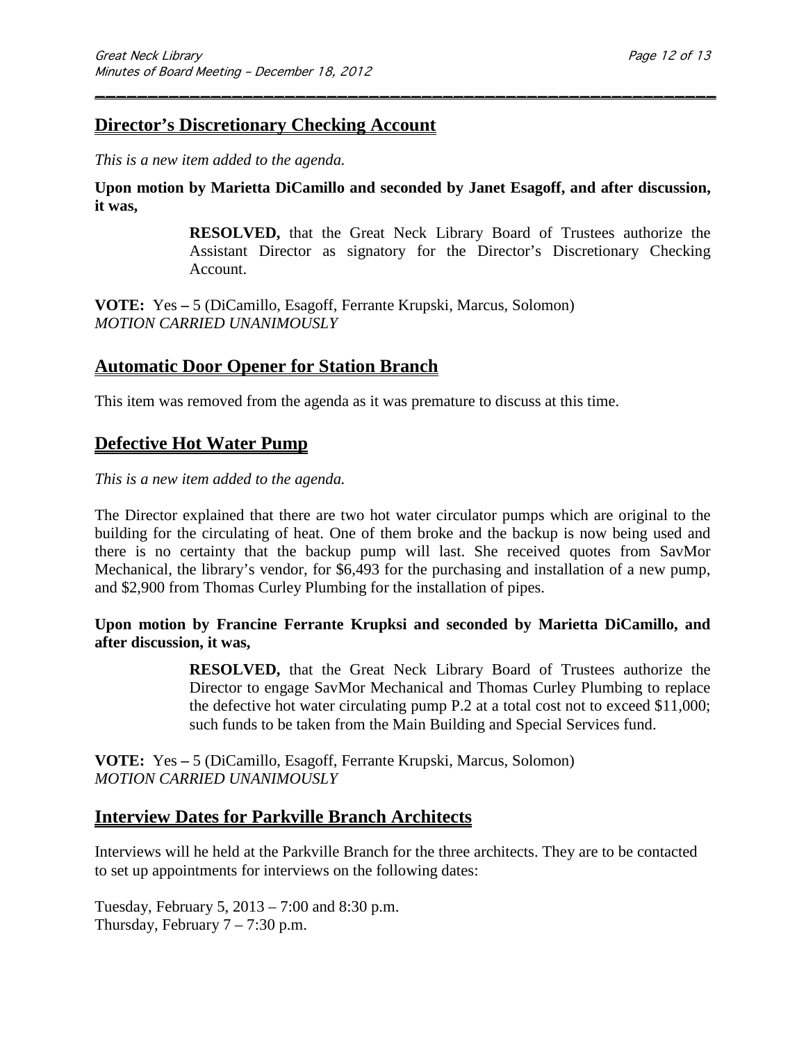## Director's Discretionary Checking Account

*This is a new item added to the agenda.*

**Upon motion by Marietta DiCamillo and seconded by Janet Esagoff, and after discussion, it was,**

> **RESOLVED,** that the Great Neck Library Board of Trustees authorize the Assistant Director as signatory for the Director's Discretionary Checking Account.

**VOTE:** Yes **–** 5 (DiCamillo, Esagoff, Ferrante Krupski, Marcus, Solomon)
*MOTION CARRIED UNANIMOUSLY*

## Automatic Door Opener for Station Branch

This item was removed from the agenda as it was premature to discuss at this time.

## Defective Hot Water Pump

*This is a new item added to the agenda.*

The Director explained that there are two hot water circulator pumps which are original to the building for the circulating of heat. One of them broke and the backup is now being used and there is no certainty that the backup pump will last. She received quotes from SavMor Mechanical, the library's vendor, for $6,493 for the purchasing and installation of a new pump, and $2,900 from Thomas Curley Plumbing for the installation of pipes.

**Upon motion by Francine Ferrante Krupksi and seconded by Marietta DiCamillo, and after discussion, it was,**

> **RESOLVED,** that the Great Neck Library Board of Trustees authorize the Director to engage SavMor Mechanical and Thomas Curley Plumbing to replace the defective hot water circulating pump P.2 at a total cost not to exceed $11,000; such funds to be taken from the Main Building and Special Services fund.

**VOTE:** Yes **–** 5 (DiCamillo, Esagoff, Ferrante Krupski, Marcus, Solomon)
*MOTION CARRIED UNANIMOUSLY*

## Interview Dates for Parkville Branch Architects

Interviews will he held at the Parkville Branch for the three architects. They are to be contacted to set up appointments for interviews on the following dates:

Tuesday, February 5, 2013 – 7:00 and 8:30 p.m.
Thursday, February 7 – 7:30 p.m.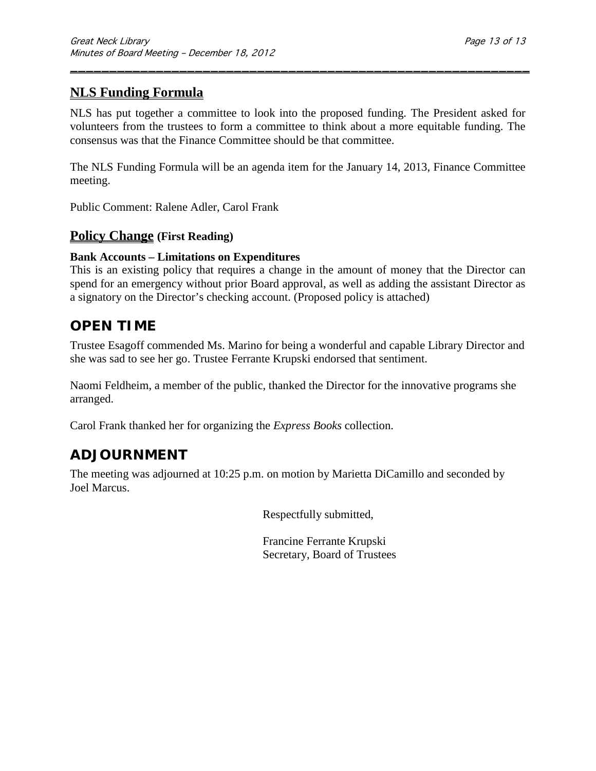## NLS Funding Formula

NLS has put together a committee to look into the proposed funding. The President asked for volunteers from the trustees to form a committee to think about a more equitable funding. The consensus was that the Finance Committee should be that committee.

The NLS Funding Formula will be an agenda item for the January 14, 2013, Finance Committee meeting.

Public Comment: Ralene Adler, Carol Frank

## Policy Change (First Reading)

**Bank Accounts – Limitations on Expenditures**
This is an existing policy that requires a change in the amount of money that the Director can spend for an emergency without prior Board approval, as well as adding the assistant Director as a signatory on the Director's checking account. (Proposed policy is attached)

## OPEN TIME

Trustee Esagoff commended Ms. Marino for being a wonderful and capable Library Director and she was sad to see her go. Trustee Ferrante Krupski endorsed that sentiment.

Naomi Feldheim, a member of the public, thanked the Director for the innovative programs she arranged.

Carol Frank thanked her for organizing the *Express Books* collection.

## ADJOURNMENT

The meeting was adjourned at 10:25 p.m. on motion by Marietta DiCamillo and seconded by Joel Marcus.

Respectfully submitted,

Francine Ferrante Krupski
Secretary, Board of Trustees